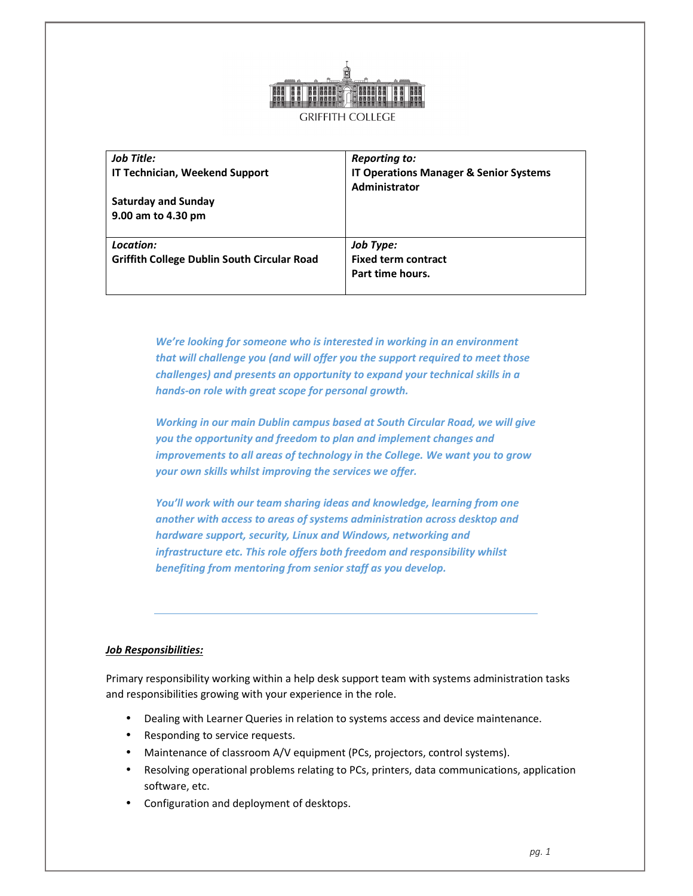GRIFFITH COLLEGE

| *Job Title:*<br>**IT Technician, Weekend Support**<br><br>**Saturday and Sunday**<br>**9.00 am to 4.30 pm** | *Reporting to:*<br>**IT Operations Manager & Senior Systems Administrator** |
|---|---|
| *Location:*<br>**Griffith College Dublin South Circular Road** | *Job Type:*<br>**Fixed term contract**<br>**Part time hours.** |

***We're looking for someone who is interested in working in an environment that will challenge you (and will offer you the support required to meet those challenges) and presents an opportunity to expand your technical skills in a hands-on role with great scope for personal growth.***

***Working in our main Dublin campus based at South Circular Road, we will give you the opportunity and freedom to plan and implement changes and improvements to all areas of technology in the College. We want you to grow your own skills whilst improving the services we offer.***

***You'll work with our team sharing ideas and knowledge, learning from one another with access to areas of systems administration across desktop and hardware support, security, Linux and Windows, networking and infrastructure etc. This role offers both freedom and responsibility whilst benefiting from mentoring from senior staff as you develop.***

---

***Job Responsibilities:***

Primary responsibility working within a help desk support team with systems administration tasks and responsibilities growing with your experience in the role.

- Dealing with Learner Queries in relation to systems access and device maintenance.
- Responding to service requests.
- Maintenance of classroom A/V equipment (PCs, projectors, control systems).
- Resolving operational problems relating to PCs, printers, data communications, application software, etc.
- Configuration and deployment of desktops.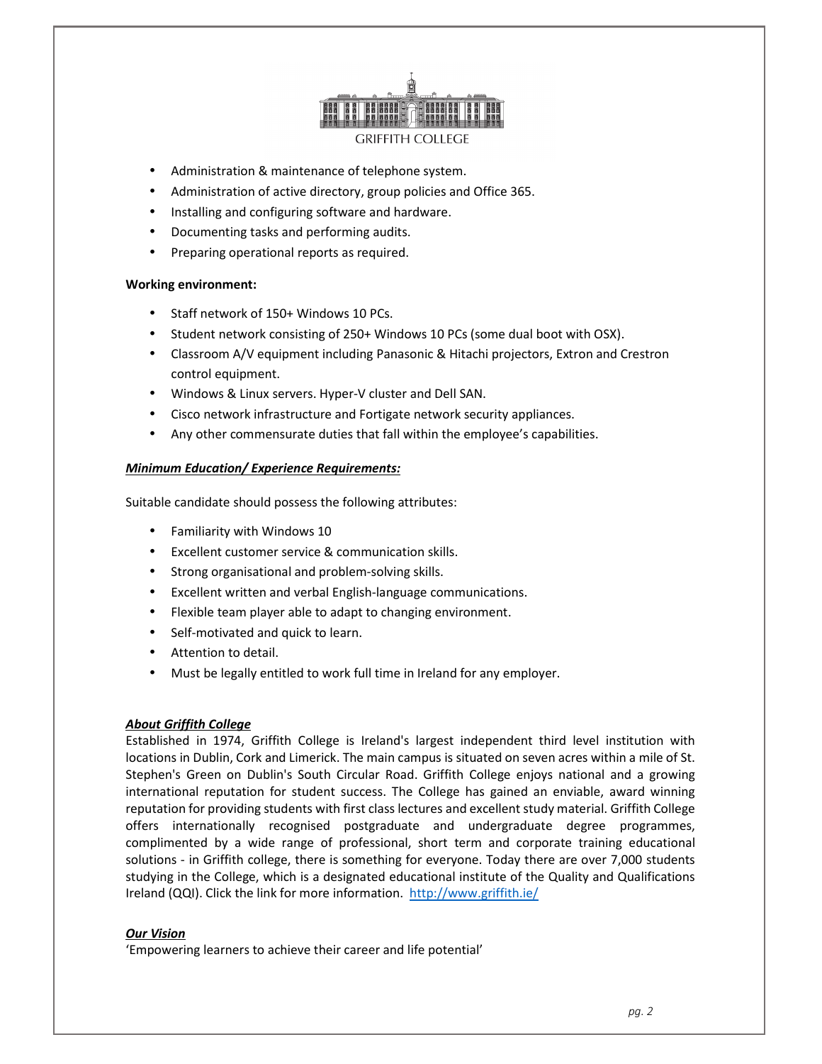- Administration & maintenance of telephone system.
- Administration of active directory, group policies and Office 365.
- Installing and configuring software and hardware.
- Documenting tasks and performing audits.
- Preparing operational reports as required.

**Working environment:**

- Staff network of 150+ Windows 10 PCs.
- Student network consisting of 250+ Windows 10 PCs (some dual boot with OSX).
- Classroom A/V equipment including Panasonic & Hitachi projectors, Extron and Crestron control equipment.
- Windows & Linux servers. Hyper-V cluster and Dell SAN.
- Cisco network infrastructure and Fortigate network security appliances.
- Any other commensurate duties that fall within the employee's capabilities.

***Minimum Education/ Experience Requirements:***

Suitable candidate should possess the following attributes:

- Familiarity with Windows 10
- Excellent customer service & communication skills.
- Strong organisational and problem-solving skills.
- Excellent written and verbal English-language communications.
- Flexible team player able to adapt to changing environment.
- Self-motivated and quick to learn.
- Attention to detail.
- Must be legally entitled to work full time in Ireland for any employer.

***About Griffith College***

Established in 1974, Griffith College is Ireland's largest independent third level institution with locations in Dublin, Cork and Limerick. The main campus is situated on seven acres within a mile of St. Stephen's Green on Dublin's South Circular Road. Griffith College enjoys national and a growing international reputation for student success. The College has gained an enviable, award winning reputation for providing students with first class lectures and excellent study material. Griffith College offers internationally recognised postgraduate and undergraduate degree programmes, complimented by a wide range of professional, short term and corporate training educational solutions - in Griffith college, there is something for everyone. Today there are over 7,000 students studying in the College, which is a designated educational institute of the Quality and Qualifications Ireland (QQI). Click the link for more information. http://www.griffith.ie/

***Our Vision***

'Empowering learners to achieve their career and life potential'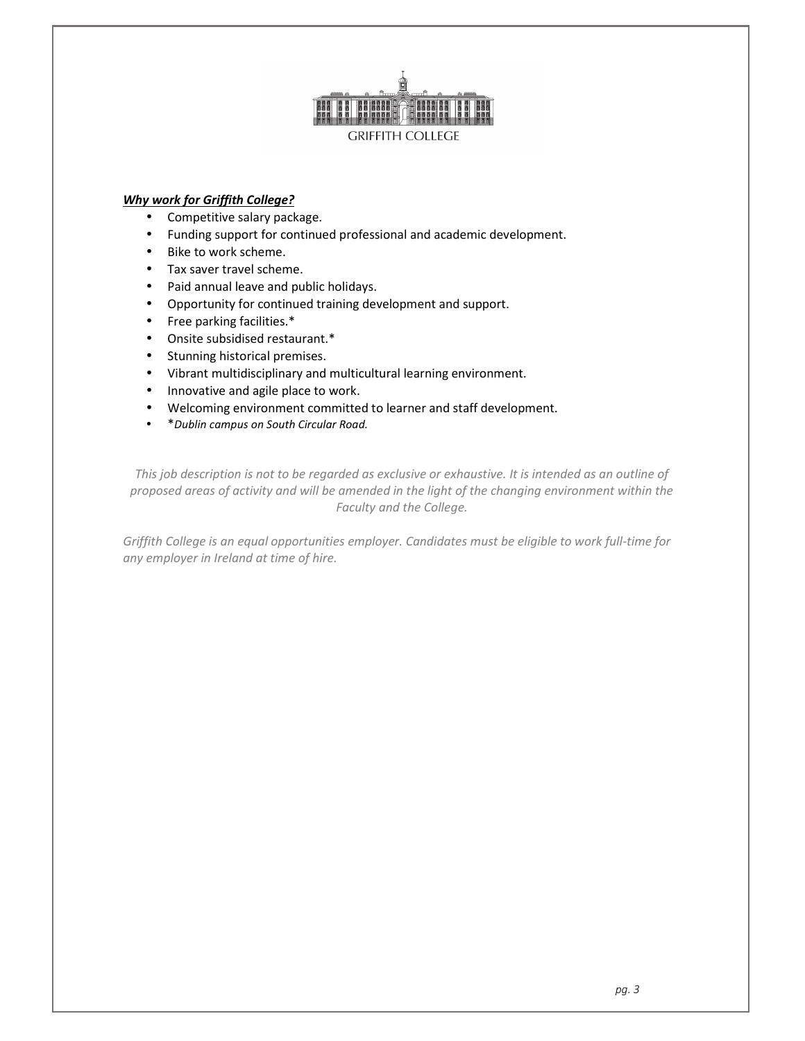GRIFFITH COLLEGE

***Why work for Griffith College?***

- Competitive salary package.
- Funding support for continued professional and academic development.
- Bike to work scheme.
- Tax saver travel scheme.
- Paid annual leave and public holidays.
- Opportunity for continued training development and support.
- Free parking facilities.*
- Onsite subsidised restaurant.*
- Stunning historical premises.
- Vibrant multidisciplinary and multicultural learning environment.
- Innovative and agile place to work.
- Welcoming environment committed to learner and staff development.
- **Dublin campus on South Circular Road.*

*This job description is not to be regarded as exclusive or exhaustive. It is intended as an outline of proposed areas of activity and will be amended in the light of the changing environment within the Faculty and the College.*

*Griffith College is an equal opportunities employer. Candidates must be eligible to work full-time for any employer in Ireland at time of hire.*